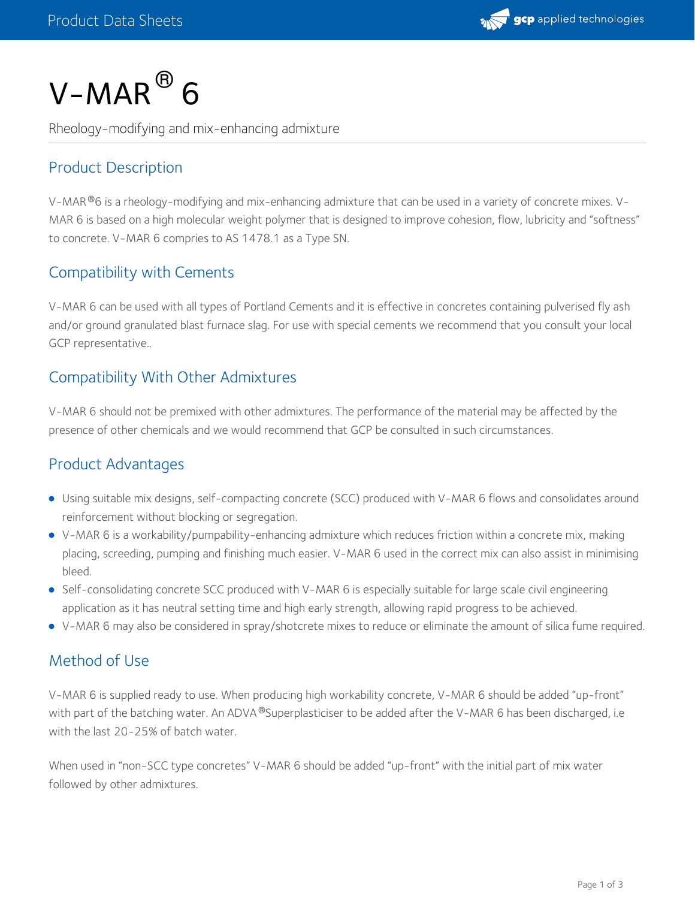# V-MAR® 6

Rheology-modifying and mix-enhancing admixture

## Product Description

V-MAR®6 is a rheology-modifying and mix-enhancing admixture that can be used in a variety of concrete mixes. V-MAR 6 is based on a high molecular weight polymer that is designed to improve cohesion, flow, lubricity and "softness" to concrete. V-MAR 6 compries to AS 1478.1 as a Type SN.

## Compatibility with Cements

V-MAR 6 can be used with all types of Portland Cements and it is effective in concretes containing pulverised fly ash and/or ground granulated blast furnace slag. For use with special cements we recommend that you consult your local GCP representative..

## Compatibility With Other Admixtures

V-MAR 6 should not be premixed with other admixtures. The performance of the material may be affected by the presence of other chemicals and we would recommend that GCP be consulted in such circumstances.

## Product Advantages

- Using suitable mix designs, self-compacting concrete (SCC) produced with V-MAR 6 flows and consolidates around reinforcement without blocking or segregation.
- V-MAR 6 is a workability/pumpability-enhancing admixture which reduces friction within a concrete mix, making placing, screeding, pumping and finishing much easier. V-MAR 6 used in the correct mix can also assist in minimising bleed.
- Self-consolidating concrete SCC produced with V-MAR 6 is especially suitable for large scale civil engineering application as it has neutral setting time and high early strength, allowing rapid progress to be achieved.
- V-MAR 6 may also be considered in spray/shotcrete mixes to reduce or eliminate the amount of silica fume required.

## Method of Use

V-MAR 6 is supplied ready to use. When producing high workability concrete, V-MAR 6 should be added "up-front" with part of the batching water. An ADVA®Superplasticiser to be added after the V-MAR 6 has been discharged, i.e with the last 20-25% of batch water.

When used in "non-SCC type concretes" V-MAR 6 should be added "up-front" with the initial part of mix water followed by other admixtures.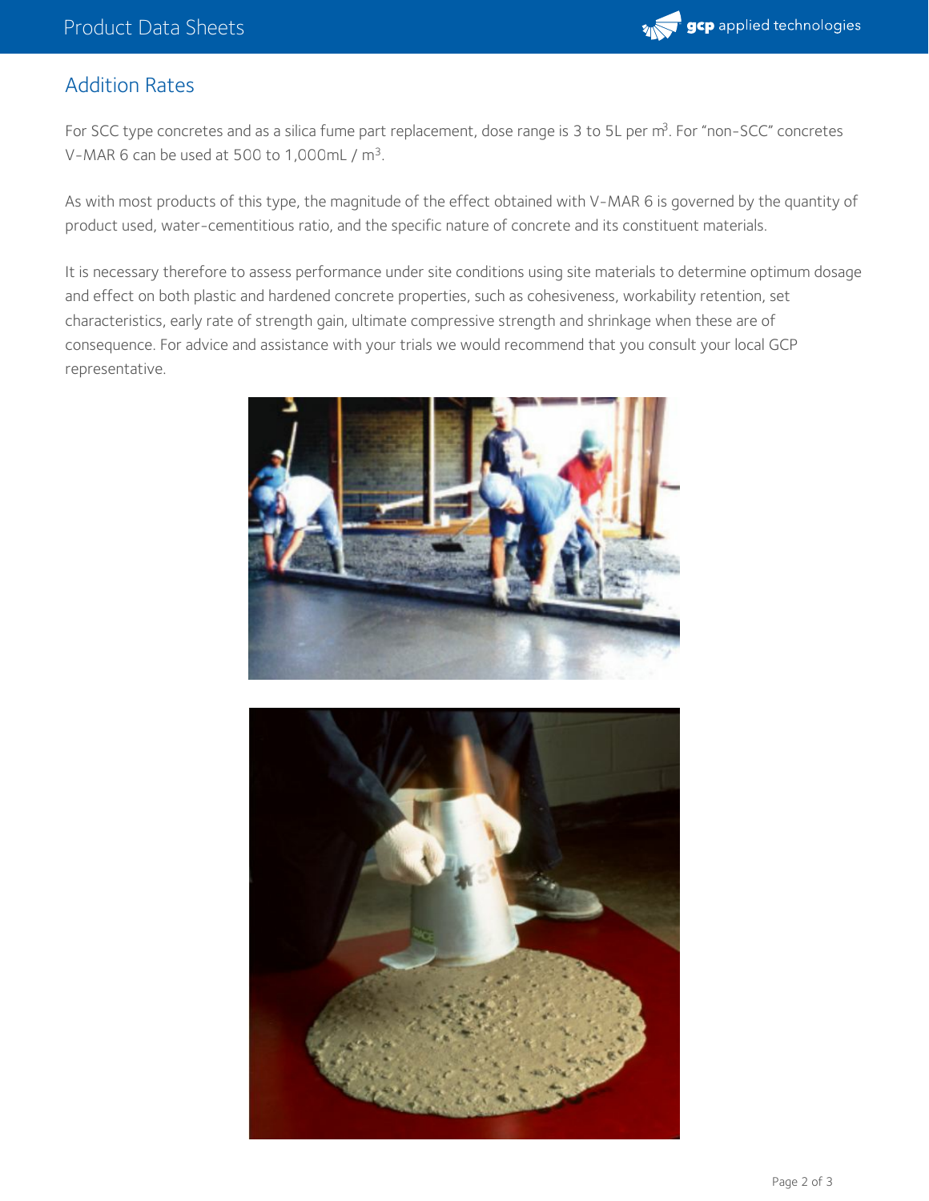## Addition Rates

For SCC type concretes and as a silica fume part replacement, dose range is 3 to 5L per $m^3$. For "non-SCC" concretes V-MAR 6 can be used at 500 to 1,000mL / $m^3$.

As with most products of this type, the magnitude of the effect obtained with V-MAR 6 is governed by the quantity of product used, water-cementitious ratio, and the specific nature of concrete and its constituent materials.

It is necessary therefore to assess performance under site conditions using site materials to determine optimum dosage and effect on both plastic and hardened concrete properties, such as cohesiveness, workability retention, set characteristics, early rate of strength gain, ultimate compressive strength and shrinkage when these are of consequence. For advice and assistance with your trials we would recommend that you consult your local GCP representative.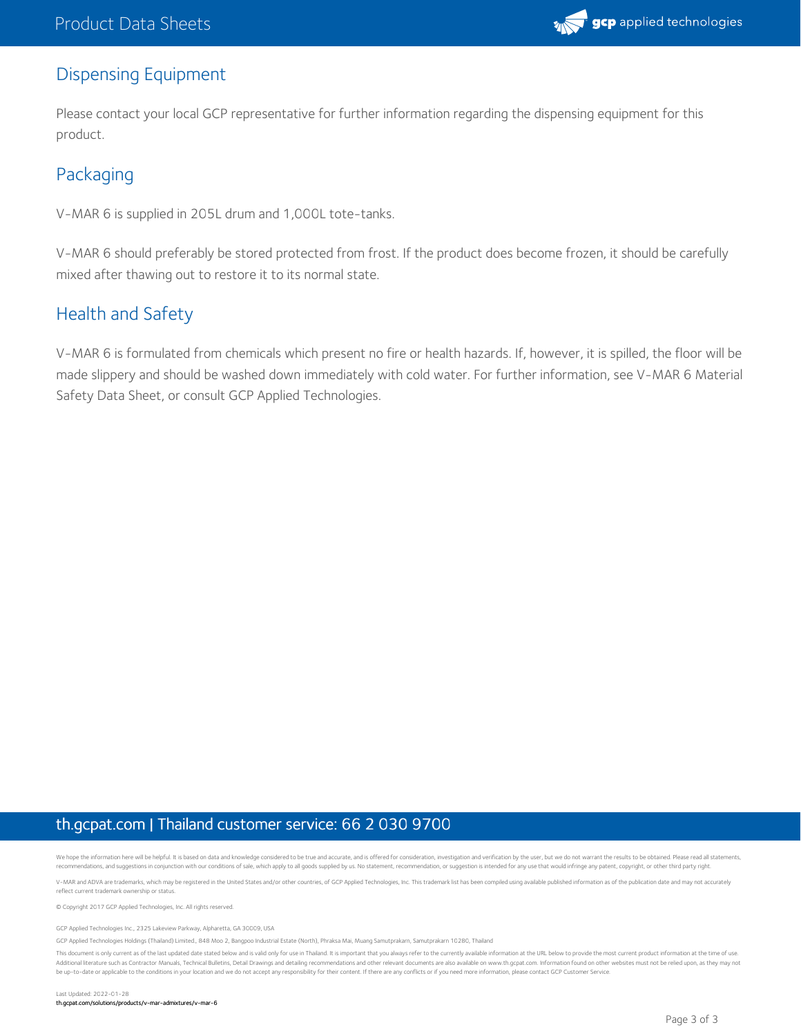## Dispensing Equipment

Please contact your local GCP representative for further information regarding the dispensing equipment for this product.

## Packaging

V-MAR 6 is supplied in 205L drum and 1,000L tote-tanks.

V-MAR 6 should preferably be stored protected from frost. If the product does become frozen, it should be carefully mixed after thawing out to restore it to its normal state.

## Health and Safety

V-MAR 6 is formulated from chemicals which present no fire or health hazards. If, however, it is spilled, the floor will be made slippery and should be washed down immediately with cold water. For further information, see V-MAR 6 Material Safety Data Sheet, or consult GCP Applied Technologies.

**th.gcpat.com | Thailand customer service: 66 2 030 9700**

We hope the information here will be helpful. It is based on data and knowledge considered to be true and accurate, and is offered for consideration, investigation and verification by the user, but we do not warrant the results to be obtained. Please read all statements, recommendations, and suggestions in conjunction with our conditions of sale, which apply to all goods supplied by us. No statement, recommendation, or suggestion is intended for any use that would infringe any patent, copyright, or other third party right.

V-MAR and ADVA are trademarks, which may be registered in the United States and/or other countries, of GCP Applied Technologies, Inc. This trademark list has been compiled using available published information as of the publication date and may not accurately reflect current trademark ownership or status.

© Copyright 2017 GCP Applied Technologies, Inc. All rights reserved.

GCP Applied Technologies Inc., 2325 Lakeview Parkway, Alpharetta, GA 30009, USA

GCP Applied Technologies Holdings (Thailand) Limited., 848 Moo 2, Bangpoo Industrial Estate (North), Phraksa Mai, Muang Samutprakarn, Samutprakarn 10280, Thailand

This document is only current as of the last updated date stated below and is valid only for use in Thailand. It is important that you always refer to the currently available information at the URL below to provide the most current product information at the time of use. Additional literature such as Contractor Manuals, Technical Bulletins, Detail Drawings and detailing recommendations and other relevant documents are also available on www.th.gcpat.com. Information found on other websites must not be relied upon, as they may not be up-to-date or applicable to the conditions in your location and we do not accept any responsibility for their content. If there are any conflicts or if you need more information, please contact GCP Customer Service.

Last Updated: 2022-01-28

th.gcpat.com/solutions/products/v-mar-admixtures/v-mar-6